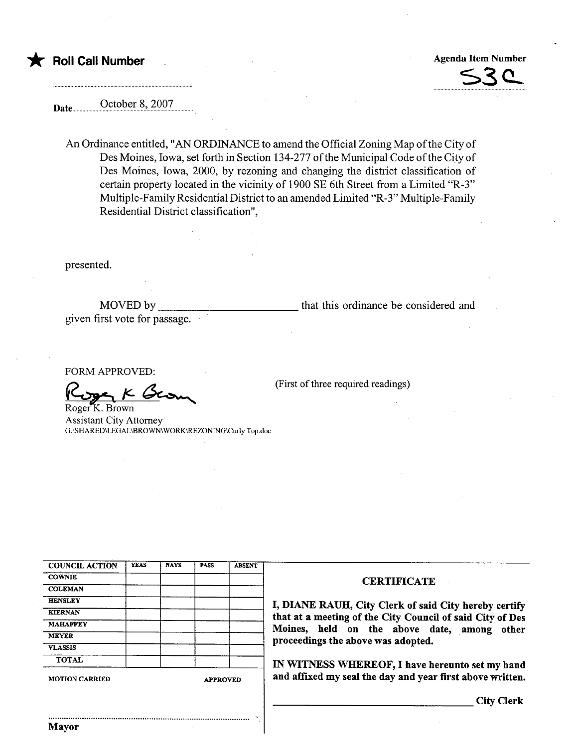★ **Roll Call Number**

**Agenda Item Number**

53C

Date October 8, 2007

An Ordinance entitled, "AN ORDINANCE to amend the Official Zoning Map of the City of Des Moines, Iowa, set forth in Section 134-277 of the Municipal Code of the City of Des Moines, Iowa, 2000, by rezoning and changing the district classification of certain property located in the vicinity of 1900 SE 6th Street from a Limited "R-3" Multiple-Family Residential District to an amended Limited "R-3" Multiple-Family Residential District classification",

presented.

MOVED by ________________________ that this ordinance be considered and given first vote for passage.

FORM APPROVED:

Roger K. Brown

Roger K. Brown
Assistant City Attorney
G:\SHARED\LEGAL\BROWN\WORK\REZONING\Curly Top.doc

(First of three required readings)

| COUNCIL ACTION | YEAS | NAYS | PASS | ABSENT |
|---|---|---|---|---|
| COWNIE | | | | |
| COLEMAN | | | | |
| HENSLEY | | | | |
| KIERNAN | | | | |
| MAHAFFEY | | | | |
| MEYER | | | | |
| VLASSIS | | | | |
| TOTAL | | | | |

MOTION CARRIED APPROVED

.........................................................................................

**Mayor**

**CERTIFICATE**

**I, DIANE RAUH, City Clerk of said City hereby certify that at a meeting of the City Council of said City of Des Moines, held on the above date, among other proceedings the above was adopted.**

**IN WITNESS WHEREOF, I have hereunto set my hand and affixed my seal the day and year first above written.**

________________________________ **City Clerk**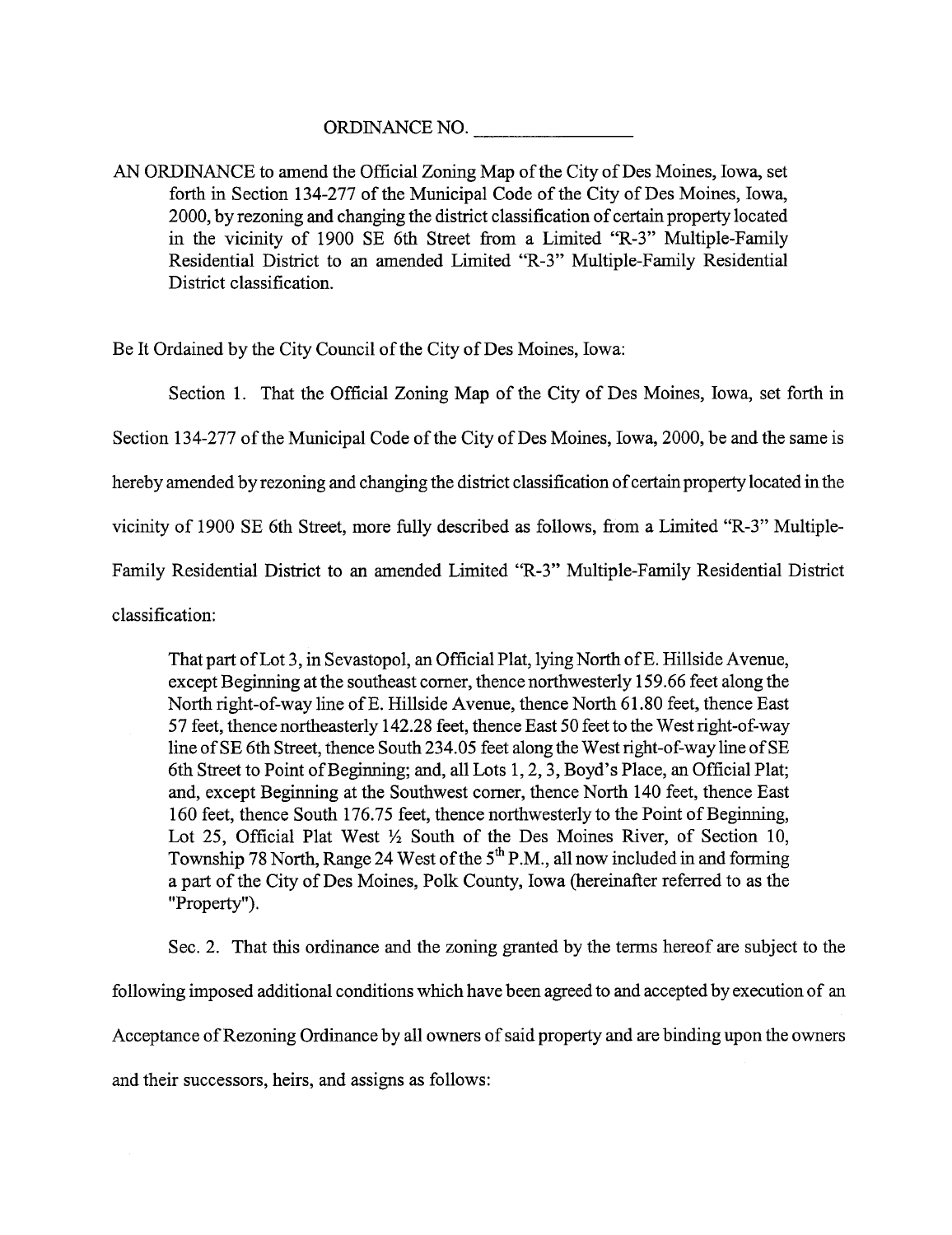ORDINANCE NO. \_\_\_\_\_\_\_\_\_\_\_\_\_\_\_\_\_

AN ORDINANCE to amend the Official Zoning Map of the City of Des Moines, Iowa, set forth in Section 134-277 of the Municipal Code of the City of Des Moines, Iowa, 2000, by rezoning and changing the district classification of certain property located in the vicinity of 1900 SE 6th Street from a Limited "R-3" Multiple-Family Residential District to an amended Limited "R-3" Multiple-Family Residential District classification.

Be It Ordained by the City Council of the City of Des Moines, Iowa:

Section 1. That the Official Zoning Map of the City of Des Moines, Iowa, set forth in Section 134-277 of the Municipal Code of the City of Des Moines, Iowa, 2000, be and the same is hereby amended by rezoning and changing the district classification of certain property located in the vicinity of 1900 SE 6th Street, more fully described as follows, from a Limited "R-3" Multiple-Family Residential District to an amended Limited "R-3" Multiple-Family Residential District classification:

> That part of Lot 3, in Sevastopol, an Official Plat, lying North of E. Hillside Avenue, except Beginning at the southeast corner, thence northwesterly 159.66 feet along the North right-of-way line of E. Hillside Avenue, thence North 61.80 feet, thence East 57 feet, thence northeasterly 142.28 feet, thence East 50 feet to the West right-of-way line of SE 6th Street, thence South 234.05 feet along the West right-of-way line of SE 6th Street to Point of Beginning; and, all Lots 1, 2, 3, Boyd's Place, an Official Plat; and, except Beginning at the Southwest corner, thence North 140 feet, thence East 160 feet, thence South 176.75 feet, thence northwesterly to the Point of Beginning, Lot 25, Official Plat West ½ South of the Des Moines River, of Section 10, Township 78 North, Range 24 West of the 5th P.M., all now included in and forming a part of the City of Des Moines, Polk County, Iowa (hereinafter referred to as the "Property").

Sec. 2. That this ordinance and the zoning granted by the terms hereof are subject to the following imposed additional conditions which have been agreed to and accepted by execution of an Acceptance of Rezoning Ordinance by all owners of said property and are binding upon the owners and their successors, heirs, and assigns as follows: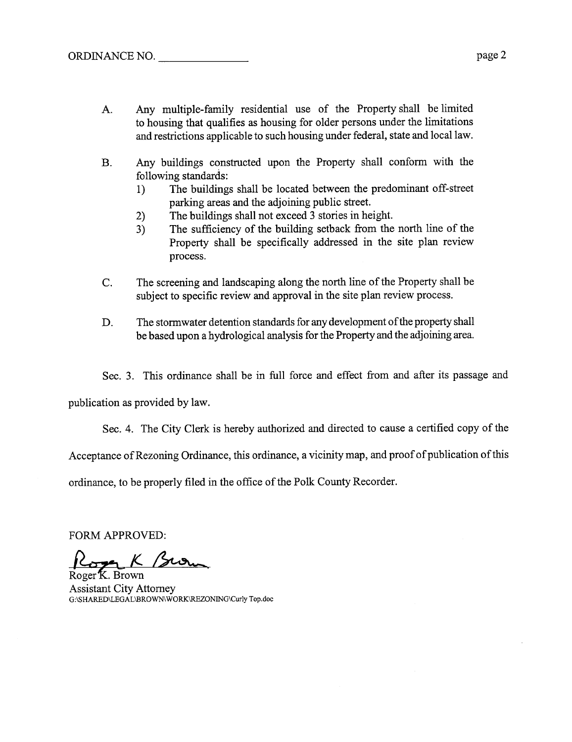A. Any multiple-family residential use of the Property shall be limited to housing that qualifies as housing for older persons under the limitations and restrictions applicable to such housing under federal, state and local law.

B. Any buildings constructed upon the Property shall conform with the following standards:
   1) The buildings shall be located between the predominant off-street parking areas and the adjoining public street.
   2) The buildings shall not exceed 3 stories in height.
   3) The sufficiency of the building setback from the north line of the Property shall be specifically addressed in the site plan review process.

C. The screening and landscaping along the north line of the Property shall be subject to specific review and approval in the site plan review process.

D. The stormwater detention standards for any development of the property shall be based upon a hydrological analysis for the Property and the adjoining area.

Sec. 3. This ordinance shall be in full force and effect from and after its passage and publication as provided by law.

Sec. 4. The City Clerk is hereby authorized and directed to cause a certified copy of the Acceptance of Rezoning Ordinance, this ordinance, a vicinity map, and proof of publication of this ordinance, to be properly filed in the office of the Polk County Recorder.

FORM APPROVED:

Roger K. Brown

Roger K. Brown
Assistant City Attorney
G:\SHARED\LEGAL\BROWN\WORK\REZONING\Curly Top.doc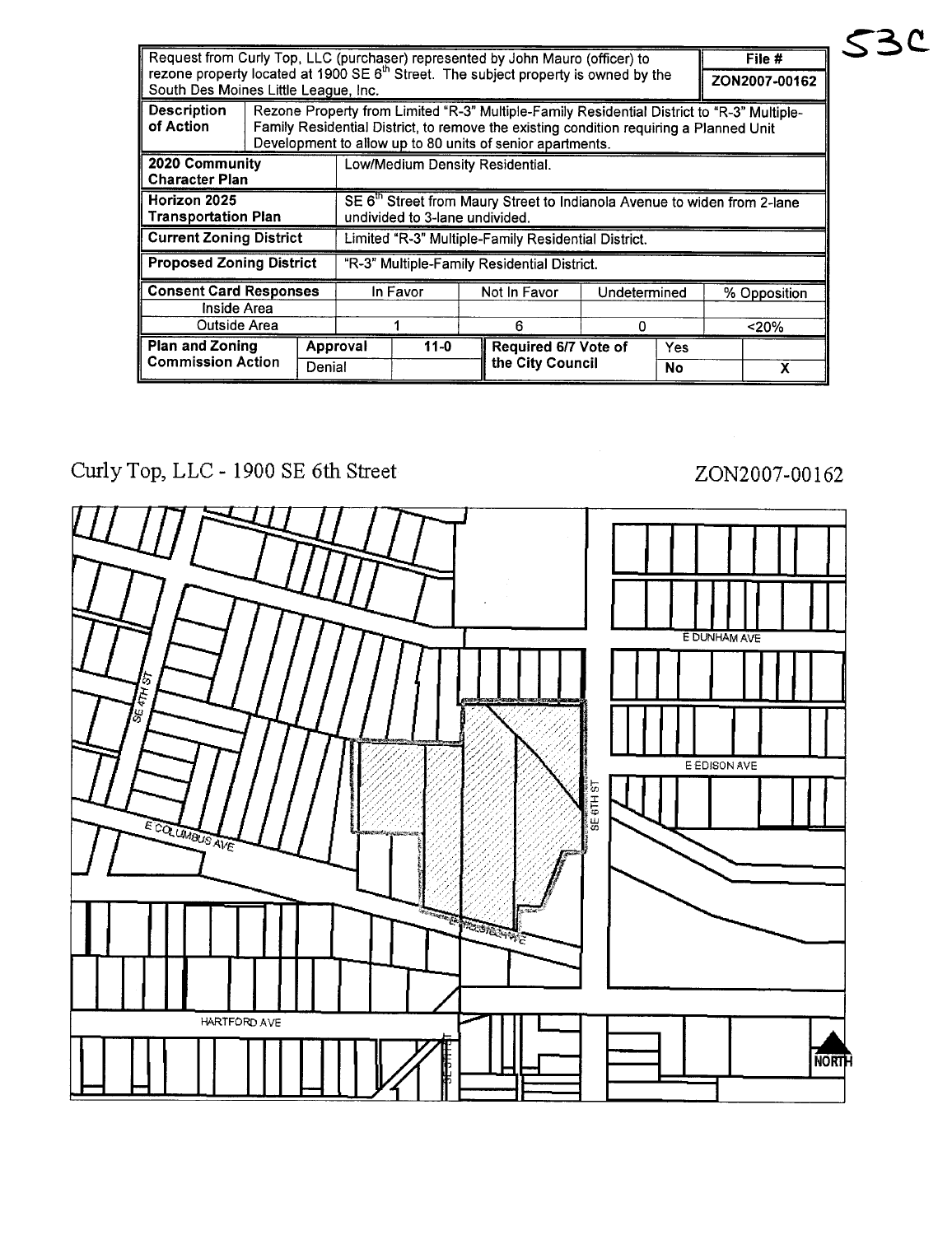53C

| Request from Curly Top, LLC (purchaser) represented by John Mauro (officer) to rezone property located at 1900 SE 6th Street. The subject property is owned by the South Des Moines Little League, Inc. | | | | | | | File # ZON2007-00162 |
|---|---|---|---|---|---|---|---|
| Description of Action | Rezone Property from Limited "R-3" Multiple-Family Residential District to "R-3" Multiple-Family Residential District, to remove the existing condition requiring a Planned Unit Development to allow up to 80 units of senior apartments. | | | | | | |
| 2020 Community Character Plan | Low/Medium Density Residential. | | | | | | |
| Horizon 2025 Transportation Plan | SE 6th Street from Maury Street to Indianola Avenue to widen from 2-lane undivided to 3-lane undivided. | | | | | | |
| Current Zoning District | Limited "R-3" Multiple-Family Residential District. | | | | | | |
| Proposed Zoning District | "R-3" Multiple-Family Residential District. | | | | | | |
| Consent Card Responses | | In Favor | Not In Favor | Undetermined | | % Opposition | |
| Inside Area | | | | | | | |
| Outside Area | | 1 | 6 | 0 | | <20% | |
| Plan and Zoning Commission Action | Approval | 11-0 | Required 6/7 Vote of the City Council | Yes | | | |
| | Denial | | | No | | X | |

Curly Top, LLC - 1900 SE 6th Street

ZON2007-00162

E DUNHAM AVE

E EDISON AVE

SE 4TH ST

E COLUMBUS AVE

SE 6TH ST

HARTFORD AVE

SE 5TH ST

NORTH